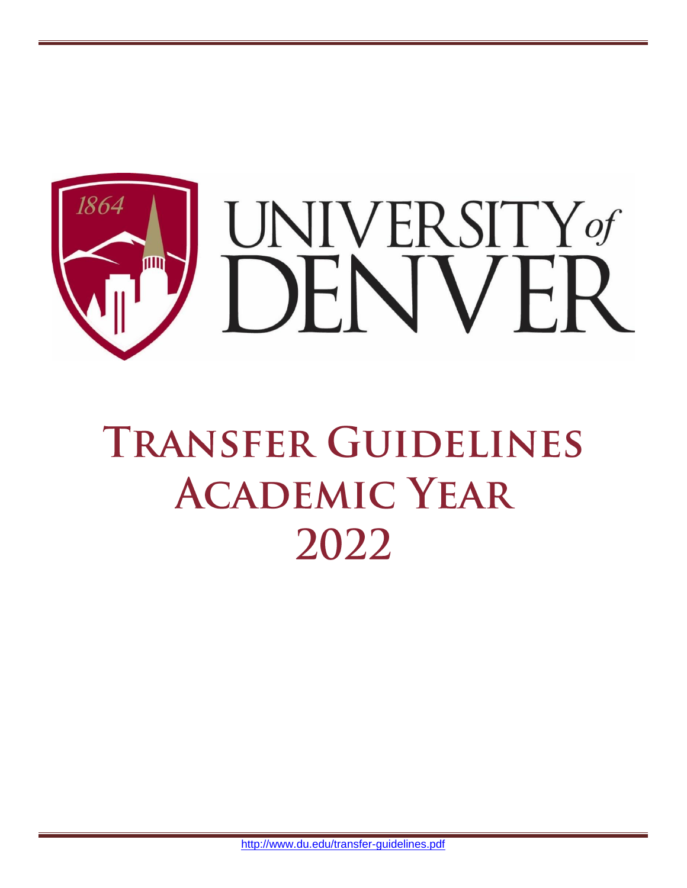UNIVERSITY of DENVER

# Transfer Guidelines Academic Year 2022

http://www.du.edu/transfer-guidelines.pdf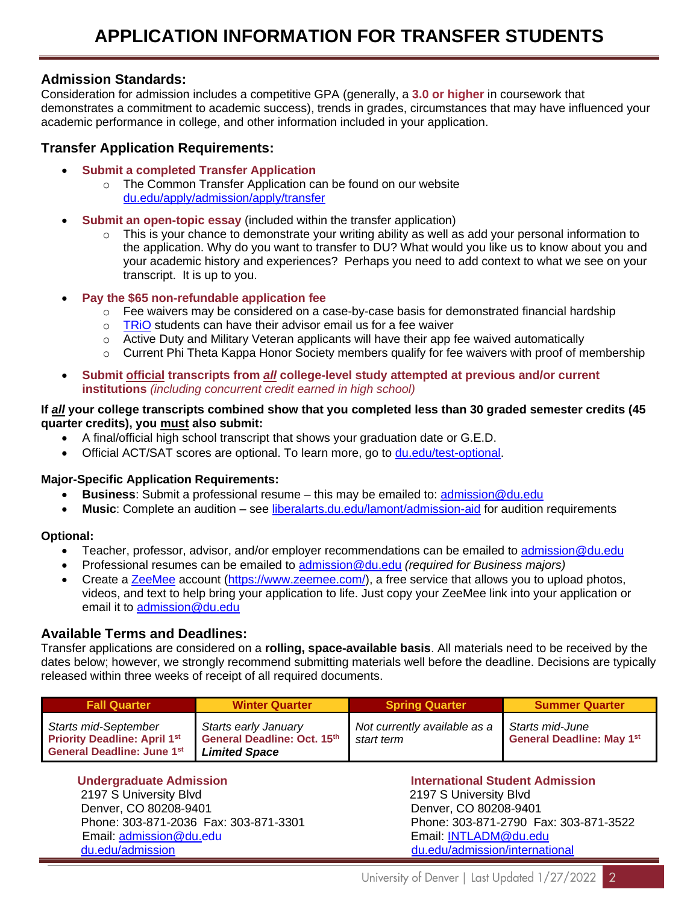# APPLICATION INFORMATION FOR TRANSFER STUDENTS

## Admission Standards:

Consideration for admission includes a competitive GPA (generally, a **3.0 or higher** in coursework that demonstrates a commitment to academic success), trends in grades, circumstances that may have influenced your academic performance in college, and other information included in your application.

## Transfer Application Requirements:

- **Submit a completed Transfer Application**
  - The Common Transfer Application can be found on our website du.edu/apply/admission/apply/transfer
- **Submit an open-topic essay** (included within the transfer application)
  - This is your chance to demonstrate your writing ability as well as add your personal information to the application. Why do you want to transfer to DU? What would you like us to know about you and your academic history and experiences? Perhaps you need to add context to what we see on your transcript. It is up to you.
- **Pay the $65 non-refundable application fee**
  - Fee waivers may be considered on a case-by-case basis for demonstrated financial hardship
  - TRiO students can have their advisor email us for a fee waiver
  - Active Duty and Military Veteran applicants will have their app fee waived automatically
  - Current Phi Theta Kappa Honor Society members qualify for fee waivers with proof of membership
- **Submit official transcripts from *all* college-level study attempted at previous and/or current institutions** *(including concurrent credit earned in high school)*

**If *all* your college transcripts combined show that you completed less than 30 graded semester credits (45 quarter credits), you must also submit:**

- A final/official high school transcript that shows your graduation date or G.E.D.
- Official ACT/SAT scores are optional. To learn more, go to du.edu/test-optional.

**Major-Specific Application Requirements:**

- **Business**: Submit a professional resume – this may be emailed to: admission@du.edu
- **Music**: Complete an audition – see liberalarts.du.edu/lamont/admission-aid for audition requirements

**Optional:**

- Teacher, professor, advisor, and/or employer recommendations can be emailed to admission@du.edu
- Professional resumes can be emailed to admission@du.edu *(required for Business majors)*
- Create a ZeeMee account (https://www.zeemee.com/), a free service that allows you to upload photos, videos, and text to help bring your application to life. Just copy your ZeeMee link into your application or email it to admission@du.edu

## Available Terms and Deadlines:

Transfer applications are considered on a **rolling, space-available basis**. All materials need to be received by the dates below; however, we strongly recommend submitting materials well before the deadline. Decisions are typically released within three weeks of receipt of all required documents.

| Fall Quarter | Winter Quarter | Spring Quarter | Summer Quarter |
|---|---|---|---|
| *Starts mid-September*<br>**Priority Deadline: April 1st**<br>**General Deadline: June 1st** | *Starts early January*<br>**General Deadline: Oct. 15th**<br>***Limited Space*** | *Not currently available as a start term* | *Starts mid-June*<br>**General Deadline: May 1st** |

**Undergraduate Admission**
2197 S University Blvd
Denver, CO 80208-9401
Phone: 303-871-2036 Fax: 303-871-3301
Email: admission@du.edu
du.edu/admission

**International Student Admission**
2197 S University Blvd
Denver, CO 80208-9401
Phone: 303-871-2790 Fax: 303-871-3522
Email: INTLADM@du.edu
du.edu/admission/international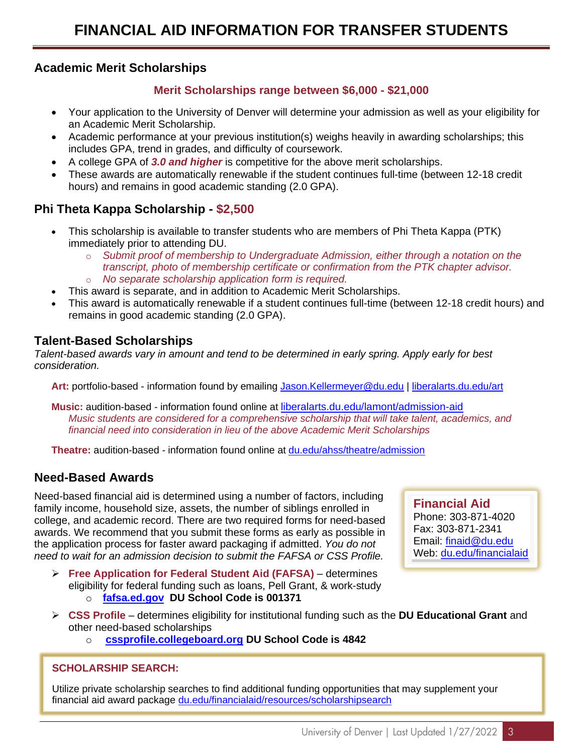# FINANCIAL AID INFORMATION FOR TRANSFER STUDENTS

## Academic Merit Scholarships

**Merit Scholarships range between $6,000 - $21,000**

- Your application to the University of Denver will determine your admission as well as your eligibility for an Academic Merit Scholarship.
- Academic performance at your previous institution(s) weighs heavily in awarding scholarships; this includes GPA, trend in grades, and difficulty of coursework.
- A college GPA of ***3.0 and higher*** is competitive for the above merit scholarships.
- These awards are automatically renewable if the student continues full-time (between 12-18 credit hours) and remains in good academic standing (2.0 GPA).

## Phi Theta Kappa Scholarship - $2,500

- This scholarship is available to transfer students who are members of Phi Theta Kappa (PTK) immediately prior to attending DU.
  - *Submit proof of membership to Undergraduate Admission, either through a notation on the transcript, photo of membership certificate or confirmation from the PTK chapter advisor.*
  - *No separate scholarship application form is required.*
- This award is separate, and in addition to Academic Merit Scholarships.
- This award is automatically renewable if a student continues full-time (between 12-18 credit hours) and remains in good academic standing (2.0 GPA).

## Talent-Based Scholarships

*Talent-based awards vary in amount and tend to be determined in early spring. Apply early for best consideration.*

**Art:** portfolio-based - information found by emailing Jason.Kellermeyer@du.edu | liberalarts.du.edu/art

**Music:** audition-based - information found online at liberalarts.du.edu/lamont/admission-aid
*Music students are considered for a comprehensive scholarship that will take talent, academics, and financial need into consideration in lieu of the above Academic Merit Scholarships*

**Theatre:** audition-based - information found online at du.edu/ahss/theatre/admission

## Need-Based Awards

Need-based financial aid is determined using a number of factors, including family income, household size, assets, the number of siblings enrolled in college, and academic record. There are two required forms for need-based awards. We recommend that you submit these forms as early as possible in the application process for faster award packaging if admitted. *You do not need to wait for an admission decision to submit the FAFSA or CSS Profile.*

**Financial Aid**
Phone: 303-871-4020
Fax: 303-871-2341
Email: finaid@du.edu
Web: du.edu/financialaid

- **Free Application for Federal Student Aid (FAFSA)** – determines eligibility for federal funding such as loans, Pell Grant, & work-study
  - **fafsa.ed.gov DU School Code is 001371**
- **CSS Profile** – determines eligibility for institutional funding such as the **DU Educational Grant** and other need-based scholarships
  - **cssprofile.collegeboard.org DU School Code is 4842**

**SCHOLARSHIP SEARCH:**

Utilize private scholarship searches to find additional funding opportunities that may supplement your financial aid award package du.edu/financialaid/resources/scholarshipsearch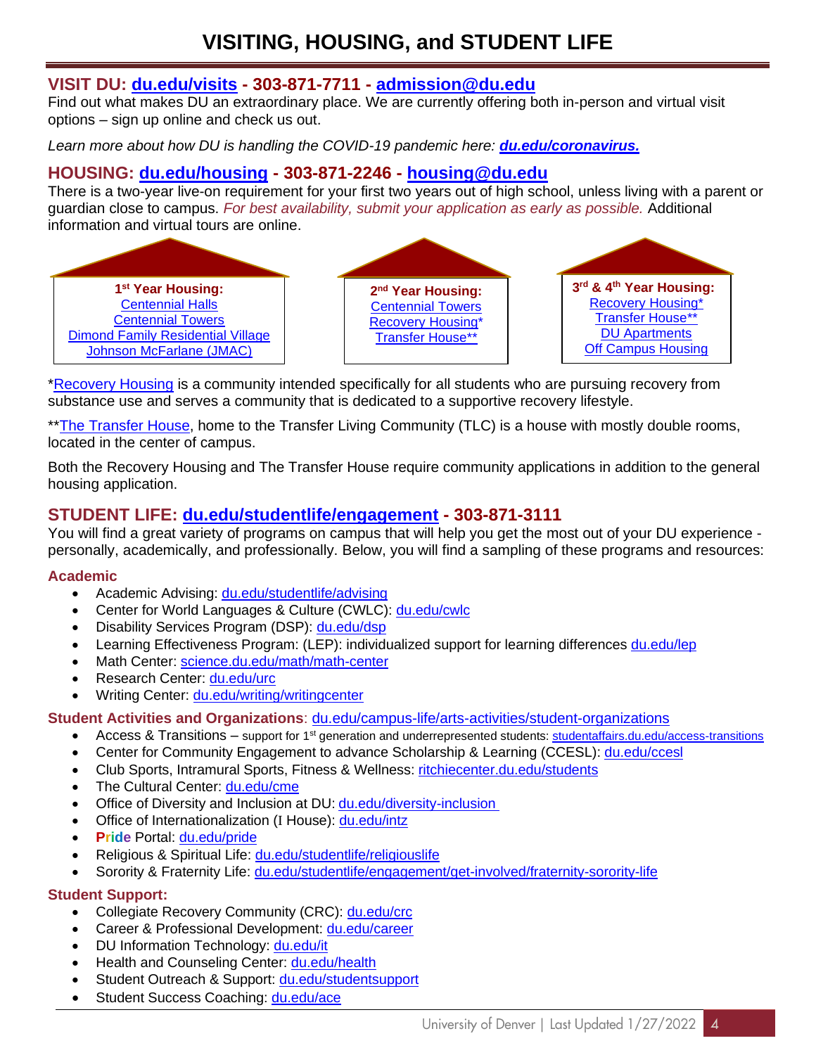# VISITING, HOUSING, and STUDENT LIFE

## VISIT DU: du.edu/visits - 303-871-7711 - admission@du.edu

Find out what makes DU an extraordinary place. We are currently offering both in-person and virtual visit options – sign up online and check us out.

*Learn more about how DU is handling the COVID-19 pandemic here:* ***du.edu/coronavirus.***

## HOUSING: du.edu/housing - 303-871-2246 - housing@du.edu

There is a two-year live-on requirement for your first two years out of high school, unless living with a parent or guardian close to campus. *For best availability, submit your application as early as possible.* Additional information and virtual tours are online.

**1st Year Housing:**
- Centennial Halls
- Centennial Towers
- Dimond Family Residential Village
- Johnson McFarlane (JMAC)

**2nd Year Housing:**
- Centennial Towers
- Recovery Housing*
- Transfer House**

**3rd & 4th Year Housing:**
- Recovery Housing*
- Transfer House**
- DU Apartments
- Off Campus Housing

*Recovery Housing is a community intended specifically for all students who are pursuing recovery from substance use and serves a community that is dedicated to a supportive recovery lifestyle.

**The Transfer House, home to the Transfer Living Community (TLC) is a house with mostly double rooms, located in the center of campus.

Both the Recovery Housing and The Transfer House require community applications in addition to the general housing application.

## STUDENT LIFE: du.edu/studentlife/engagement - 303-871-3111

You will find a great variety of programs on campus that will help you get the most out of your DU experience - personally, academically, and professionally. Below, you will find a sampling of these programs and resources:

### Academic

- Academic Advising: du.edu/studentlife/advising
- Center for World Languages & Culture (CWLC): du.edu/cwlc
- Disability Services Program (DSP): du.edu/dsp
- Learning Effectiveness Program: (LEP): individualized support for learning differences du.edu/lep
- Math Center: science.du.edu/math/math-center
- Research Center: du.edu/urc
- Writing Center: du.edu/writing/writingcenter

### Student Activities and Organizations: du.edu/campus-life/arts-activities/student-organizations

- Access & Transitions – support for 1st generation and underrepresented students: studentaffairs.du.edu/access-transitions
- Center for Community Engagement to advance Scholarship & Learning (CCESL): du.edu/ccesl
- Club Sports, Intramural Sports, Fitness & Wellness: ritchiecenter.du.edu/students
- The Cultural Center: du.edu/cme
- Office of Diversity and Inclusion at DU: du.edu/diversity-inclusion
- Office of Internationalization (I House): du.edu/intz
- **Pride** Portal: du.edu/pride
- Religious & Spiritual Life: du.edu/studentlife/religiouslife
- Sorority & Fraternity Life: du.edu/studentlife/engagement/get-involved/fraternity-sorority-life

### Student Support:

- Collegiate Recovery Community (CRC): du.edu/crc
- Career & Professional Development: du.edu/career
- DU Information Technology: du.edu/it
- Health and Counseling Center: du.edu/health
- Student Outreach & Support: du.edu/studentsupport
- Student Success Coaching: du.edu/ace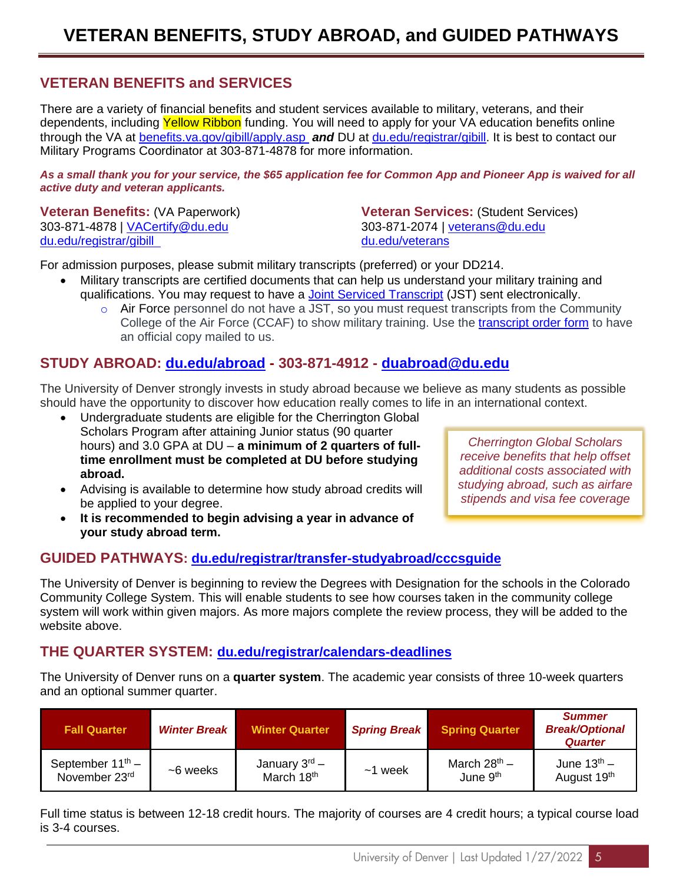# VETERAN BENEFITS, STUDY ABROAD, and GUIDED PATHWAYS

## VETERAN BENEFITS and SERVICES

There are a variety of financial benefits and student services available to military, veterans, and their dependents, including Yellow Ribbon funding. You will need to apply for your VA education benefits online through the VA at benefits.va.gov/gibill/apply.asp ***and*** DU at du.edu/registrar/gibill. It is best to contact our Military Programs Coordinator at 303-871-4878 for more information.

***As a small thank you for your service, the $65 application fee for Common App and Pioneer App is waived for all active duty and veteran applicants.***

**Veteran Benefits:** (VA Paperwork)
303-871-4878 | VACertify@du.edu
du.edu/registrar/gibill

**Veteran Services:** (Student Services)
303-871-2074 | veterans@du.edu
du.edu/veterans

For admission purposes, please submit military transcripts (preferred) or your DD214.

- Military transcripts are certified documents that can help us understand your military training and qualifications. You may request to have a Joint Serviced Transcript (JST) sent electronically.
  - Air Force personnel do not have a JST, so you must request transcripts from the Community College of the Air Force (CCAF) to show military training. Use the transcript order form to have an official copy mailed to us.

## STUDY ABROAD: du.edu/abroad - 303-871-4912 - duabroad@du.edu

The University of Denver strongly invests in study abroad because we believe as many students as possible should have the opportunity to discover how education really comes to life in an international context.

- Undergraduate students are eligible for the Cherrington Global Scholars Program after attaining Junior status (90 quarter hours) and 3.0 GPA at DU – **a minimum of 2 quarters of full-time enrollment must be completed at DU before studying abroad.**
- Advising is available to determine how study abroad credits will be applied to your degree.
- **It is recommended to begin advising a year in advance of your study abroad term.**

*Cherrington Global Scholars receive benefits that help offset additional costs associated with studying abroad, such as airfare stipends and visa fee coverage*

## GUIDED PATHWAYS: du.edu/registrar/transfer-studyabroad/cccsguide

The University of Denver is beginning to review the Degrees with Designation for the schools in the Colorado Community College System. This will enable students to see how courses taken in the community college system will work within given majors. As more majors complete the review process, they will be added to the website above.

## THE QUARTER SYSTEM: du.edu/registrar/calendars-deadlines

The University of Denver runs on a **quarter system**. The academic year consists of three 10-week quarters and an optional summer quarter.

| Fall Quarter | *Winter Break* | Winter Quarter | *Spring Break* | Spring Quarter | *Summer Break/Optional Quarter* |
|---|---|---|---|---|---|
| September 11th – November 23rd | ~6 weeks | January 3rd – March 18th | ~1 week | March 28th – June 9th | June 13th – August 19th |

Full time status is between 12-18 credit hours. The majority of courses are 4 credit hours; a typical course load is 3-4 courses.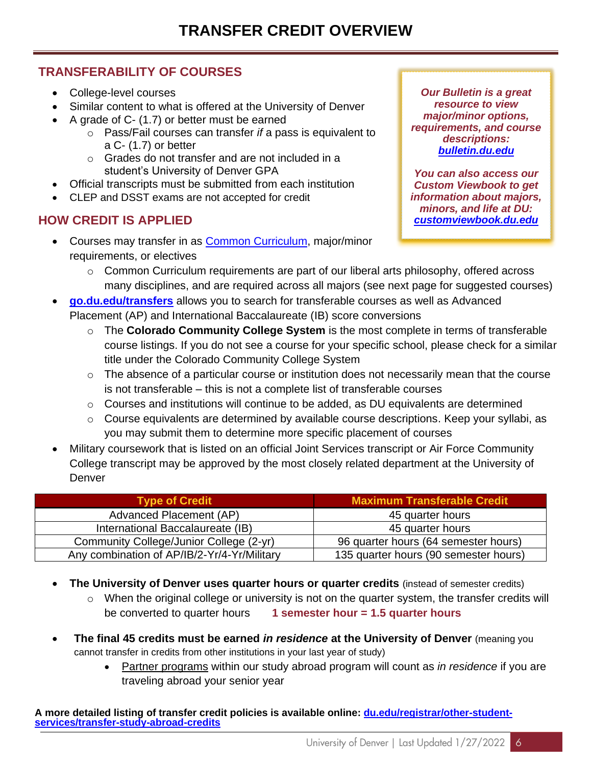# TRANSFER CREDIT OVERVIEW

## TRANSFERABILITY OF COURSES

- College-level courses
- Similar content to what is offered at the University of Denver
- A grade of C- (1.7) or better must be earned
  - Pass/Fail courses can transfer *if* a pass is equivalent to a C- (1.7) or better
  - Grades do not transfer and are not included in a student's University of Denver GPA
- Official transcripts must be submitted from each institution
- CLEP and DSST exams are not accepted for credit

***Our Bulletin is a great resource to view major/minor options, requirements, and course descriptions: [bulletin.du.edu](bulletin.du.edu)***

***You can also access our Custom Viewbook to get information about majors, minors, and life at DU: [customviewbook.du.edu](customviewbook.du.edu)***

## HOW CREDIT IS APPLIED

- Courses may transfer in as [Common Curriculum](), major/minor requirements, or electives
  - Common Curriculum requirements are part of our liberal arts philosophy, offered across many disciplines, and are required across all majors (see next page for suggested courses)
- **[go.du.edu/transfers](go.du.edu/transfers)** allows you to search for transferable courses as well as Advanced Placement (AP) and International Baccalaureate (IB) score conversions
  - The **Colorado Community College System** is the most complete in terms of transferable course listings. If you do not see a course for your specific school, please check for a similar title under the Colorado Community College System
  - The absence of a particular course or institution does not necessarily mean that the course is not transferable – this is not a complete list of transferable courses
  - Courses and institutions will continue to be added, as DU equivalents are determined
  - Course equivalents are determined by available course descriptions. Keep your syllabi, as you may submit them to determine more specific placement of courses
- Military coursework that is listed on an official Joint Services transcript or Air Force Community College transcript may be approved by the most closely related department at the University of Denver

| Type of Credit | Maximum Transferable Credit |
|---|---|
| Advanced Placement (AP) | 45 quarter hours |
| International Baccalaureate (IB) | 45 quarter hours |
| Community College/Junior College (2-yr) | 96 quarter hours (64 semester hours) |
| Any combination of AP/IB/2-Yr/4-Yr/Military | 135 quarter hours (90 semester hours) |

- **The University of Denver uses quarter hours or quarter credits** (instead of semester credits)
  - When the original college or university is not on the quarter system, the transfer credits will be converted to quarter hours **1 semester hour = 1.5 quarter hours**
- **The final 45 credits must be earned *in residence* at the University of Denver** (meaning you cannot transfer in credits from other institutions in your last year of study)
  - Partner programs within our study abroad program will count as *in residence* if you are traveling abroad your senior year

**A more detailed listing of transfer credit policies is available online: [du.edu/registrar/other-student-services/transfer-study-abroad-credits](du.edu/registrar/other-student-services/transfer-study-abroad-credits)**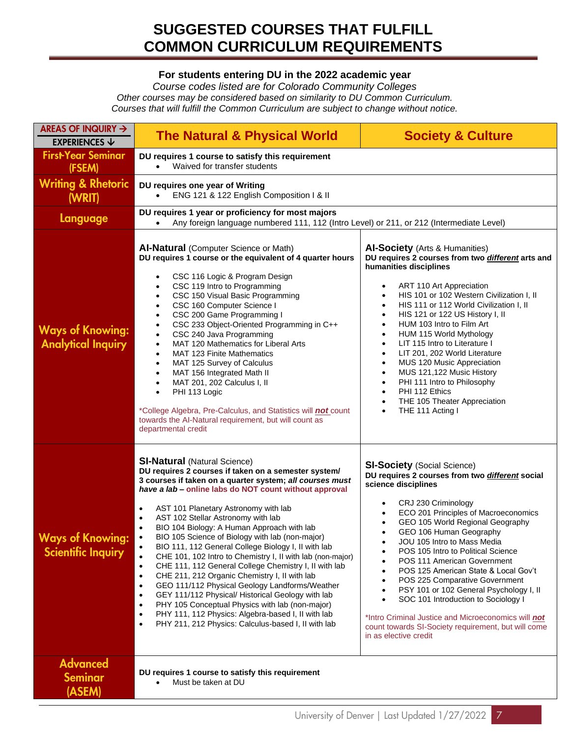# SUGGESTED COURSES THAT FULFILL COMMON CURRICULUM REQUIREMENTS

**For students entering DU in the 2022 academic year**

*Course codes listed are for Colorado Community Colleges*
*Other courses may be considered based on similarity to DU Common Curriculum.*
*Courses that will fulfill the Common Curriculum are subject to change without notice.*

| AREAS OF INQUIRY → / EXPERIENCES ↓ | The Natural & Physical World | Society & Culture |
|---|---|---|
| **First-Year Seminar (FSEM)** | **DU requires 1 course to satisfy this requirement**<br>• Waived for transfer students | |
| **Writing & Rhetoric (WRIT)** | **DU requires one year of Writing**<br>• ENG 121 & 122 English Composition I & II | |
| **Language** | **DU requires 1 year or proficiency for most majors**<br>• Any foreign language numbered 111, 112 (Intro Level) or 211, or 212 (Intermediate Level) | |
| **Ways of Knowing: Analytical Inquiry** | **AI-Natural** (Computer Science or Math)<br>**DU requires 1 course or the equivalent of 4 quarter hours**<br>• CSC 116 Logic & Program Design<br>• CSC 119 Intro to Programming<br>• CSC 150 Visual Basic Programming<br>• CSC 160 Computer Science I<br>• CSC 200 Game Programming I<br>• CSC 233 Object-Oriented Programming in C++<br>• CSC 240 Java Programming<br>• MAT 120 Mathematics for Liberal Arts<br>• MAT 123 Finite Mathematics<br>• MAT 125 Survey of Calculus<br>• MAT 156 Integrated Math II<br>• MAT 201, 202 Calculus I, II<br>• PHI 113 Logic<br><br>*College Algebra, Pre-Calculus, and Statistics will ***not*** count towards the AI-Natural requirement, but will count as departmental credit | **AI-Society** (Arts & Humanities)<br>**DU requires 2 courses from two *different* arts and humanities disciplines**<br>• ART 110 Art Appreciation<br>• HIS 101 or 102 Western Civilization I, II<br>• HIS 111 or 112 World Civilization I, II<br>• HIS 121 or 122 US History I, II<br>• HUM 103 Intro to Film Art<br>• HUM 115 World Mythology<br>• LIT 115 Intro to Literature I<br>• LIT 201, 202 World Literature<br>• MUS 120 Music Appreciation<br>• MUS 121,122 Music History<br>• PHI 111 Intro to Philosophy<br>• PHI 112 Ethics<br>• THE 105 Theater Appreciation<br>• THE 111 Acting I |
| **Ways of Knowing: Scientific Inquiry** | **SI-Natural** (Natural Science)<br>**DU requires 2 courses if taken on a semester system/ 3 courses if taken on a quarter system; *all courses must have a lab* – online labs do NOT count without approval**<br>• AST 101 Planetary Astronomy with lab<br>• AST 102 Stellar Astronomy with lab<br>• BIO 104 Biology: A Human Approach with lab<br>• BIO 105 Science of Biology with lab (non-major)<br>• BIO 111, 112 General College Biology I, II with lab<br>• CHE 101, 102 Intro to Chemistry I, II with lab (non-major)<br>• CHE 111, 112 General College Chemistry I, II with lab<br>• CHE 211, 212 Organic Chemistry I, II with lab<br>• GEO 111/112 Physical Geology Landforms/Weather<br>• GEY 111/112 Physical/ Historical Geology with lab<br>• PHY 105 Conceptual Physics with lab (non-major)<br>• PHY 111, 112 Physics: Algebra-based I, II with lab<br>• PHY 211, 212 Physics: Calculus-based I, II with lab | **SI-Society** (Social Science)<br>**DU requires 2 courses from two *different* social science disciplines**<br>• CRJ 230 Criminology<br>• ECO 201 Principles of Macroeconomics<br>• GEO 105 World Regional Geography<br>• GEO 106 Human Geography<br>• JOU 105 Intro to Mass Media<br>• POS 105 Intro to Political Science<br>• POS 111 American Government<br>• POS 125 American State & Local Gov't<br>• POS 225 Comparative Government<br>• PSY 101 or 102 General Psychology I, II<br>• SOC 101 Introduction to Sociology I<br><br>*Intro Criminal Justice and Microeconomics will ***not*** count towards SI-Society requirement, but will come in as elective credit |
| **Advanced Seminar (ASEM)** | **DU requires 1 course to satisfy this requirement**<br>• Must be taken at DU | |

University of Denver | Last Updated 1/27/2022